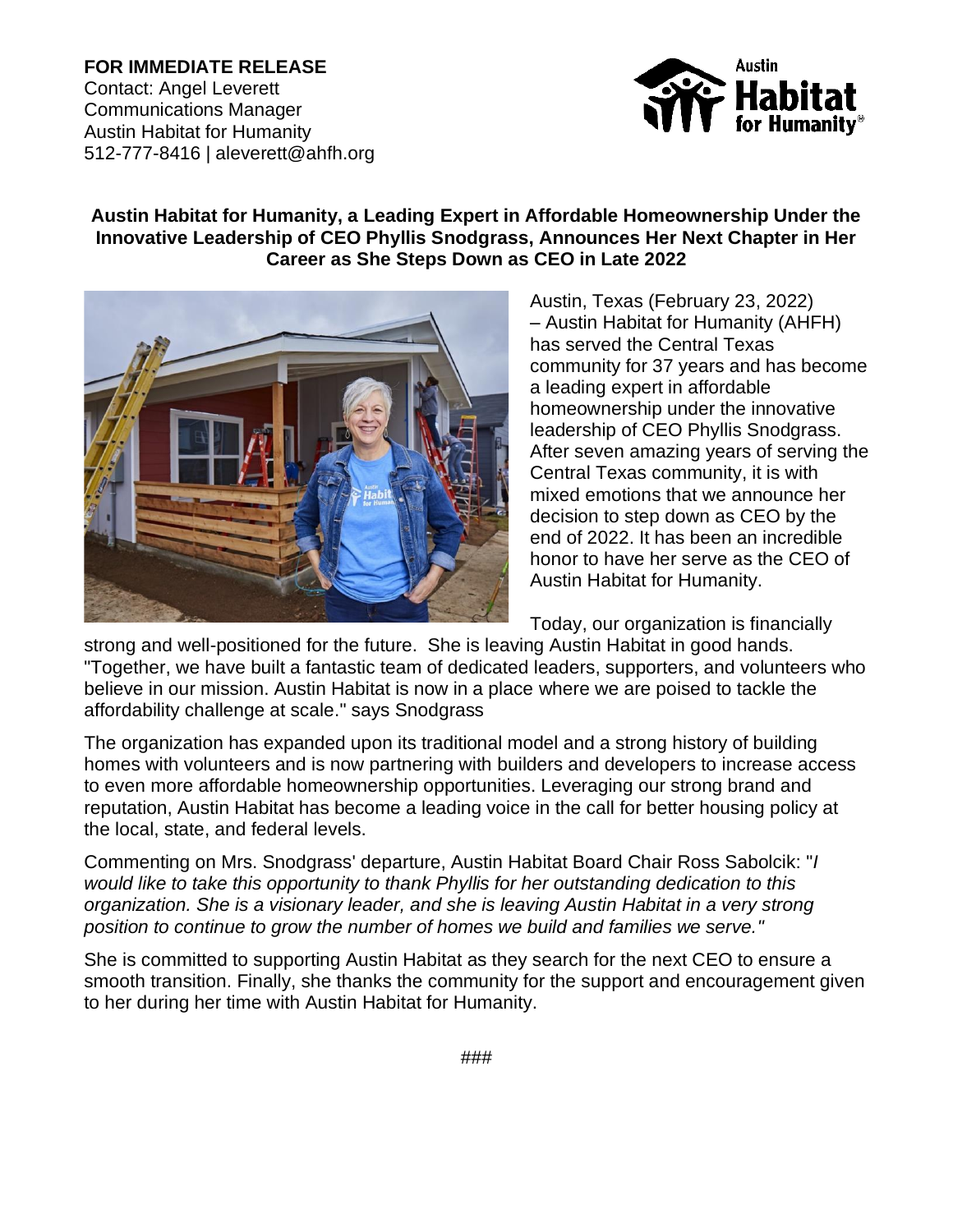**FOR IMMEDIATE RELEASE**
Contact: Angel Leverett
Communications Manager
Austin Habitat for Humanity
512-777-8416 | aleverett@ahfh.org

**Austin Habitat for Humanity, a Leading Expert in Affordable Homeownership Under the Innovative Leadership of CEO Phyllis Snodgrass, Announces Her Next Chapter in Her Career as She Steps Down as CEO in Late 2022**

Austin, Texas (February 23, 2022) – Austin Habitat for Humanity (AHFH) has served the Central Texas community for 37 years and has become a leading expert in affordable homeownership under the innovative leadership of CEO Phyllis Snodgrass. After seven amazing years of serving the Central Texas community, it is with mixed emotions that we announce her decision to step down as CEO by the end of 2022. It has been an incredible honor to have her serve as the CEO of Austin Habitat for Humanity.

Today, our organization is financially strong and well-positioned for the future. She is leaving Austin Habitat in good hands. "Together, we have built a fantastic team of dedicated leaders, supporters, and volunteers who believe in our mission. Austin Habitat is now in a place where we are poised to tackle the affordability challenge at scale." says Snodgrass

The organization has expanded upon its traditional model and a strong history of building homes with volunteers and is now partnering with builders and developers to increase access to even more affordable homeownership opportunities. Leveraging our strong brand and reputation, Austin Habitat has become a leading voice in the call for better housing policy at the local, state, and federal levels.

Commenting on Mrs. Snodgrass' departure, Austin Habitat Board Chair Ross Sabolcik: "*I would like to take this opportunity to thank Phyllis for her outstanding dedication to this organization. She is a visionary leader, and she is leaving Austin Habitat in a very strong position to continue to grow the number of homes we build and families we serve."*

She is committed to supporting Austin Habitat as they search for the next CEO to ensure a smooth transition. Finally, she thanks the community for the support and encouragement given to her during her time with Austin Habitat for Humanity.

###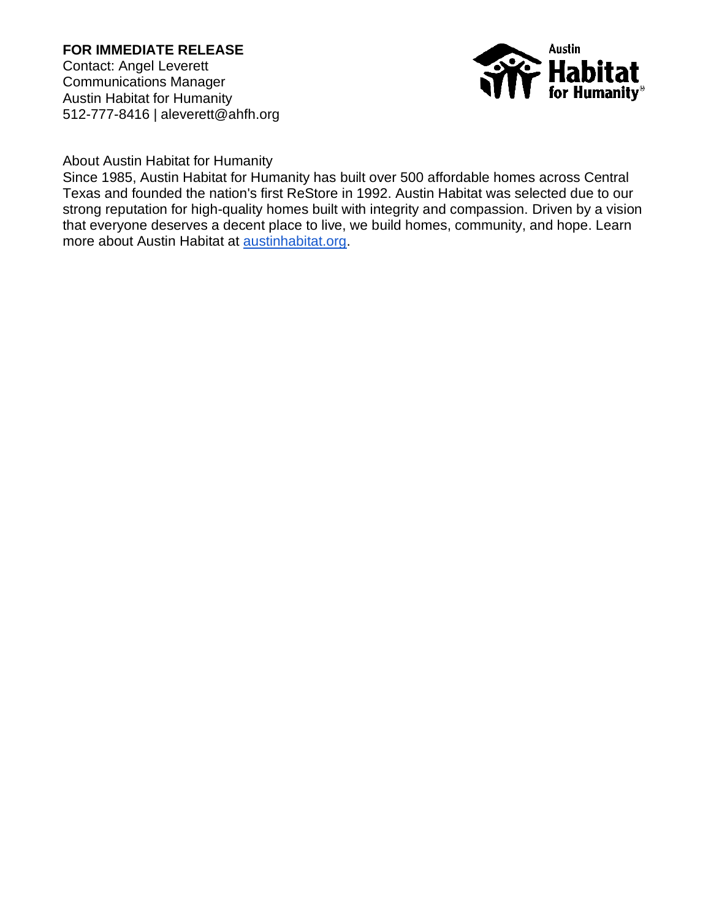**FOR IMMEDIATE RELEASE**
Contact: Angel Leverett
Communications Manager
Austin Habitat for Humanity
512-777-8416 | aleverett@ahfh.org

About Austin Habitat for Humanity
Since 1985, Austin Habitat for Humanity has built over 500 affordable homes across Central Texas and founded the nation's first ReStore in 1992. Austin Habitat was selected due to our strong reputation for high-quality homes built with integrity and compassion. Driven by a vision that everyone deserves a decent place to live, we build homes, community, and hope. Learn more about Austin Habitat at [austinhabitat.org](http://austinhabitat.org).